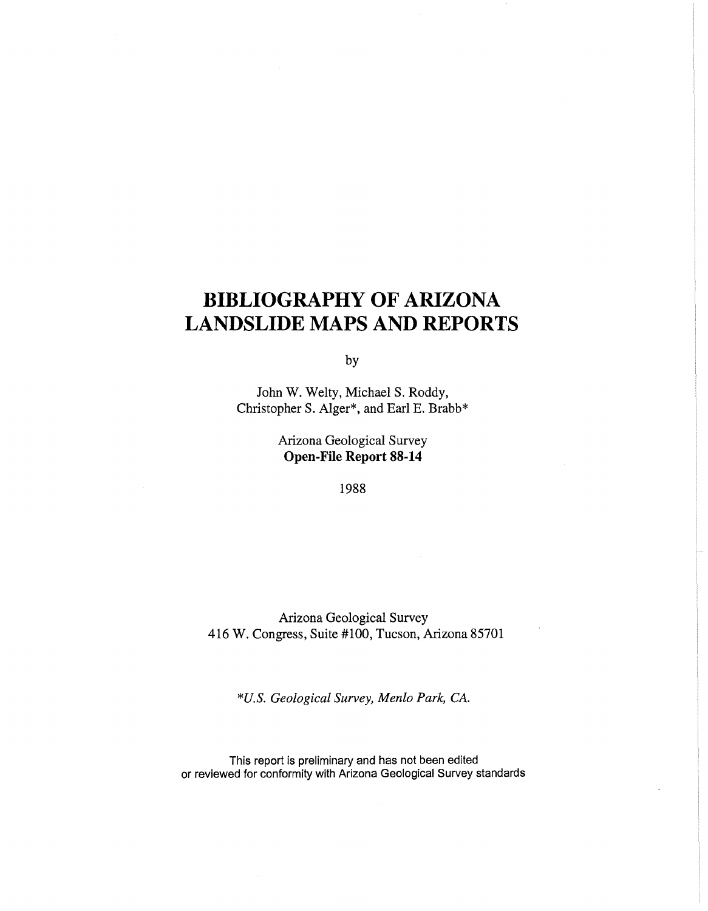# BIBLIOGRAPHY OF ARIZONA LANDSLIDE MAPS AND REPORTS

by

John W. Welty, Michael S. Roddy, Christopher S. Alger*, and Earl E. Brabb*

Arizona Geological Survey
**Open-File Report 88-14**

1988

Arizona Geological Survey
416 W. Congress, Suite #100, Tucson, Arizona 85701

*\*U.S. Geological Survey, Menlo Park, CA.*

This report is preliminary and has not been edited or reviewed for conformity with Arizona Geological Survey standards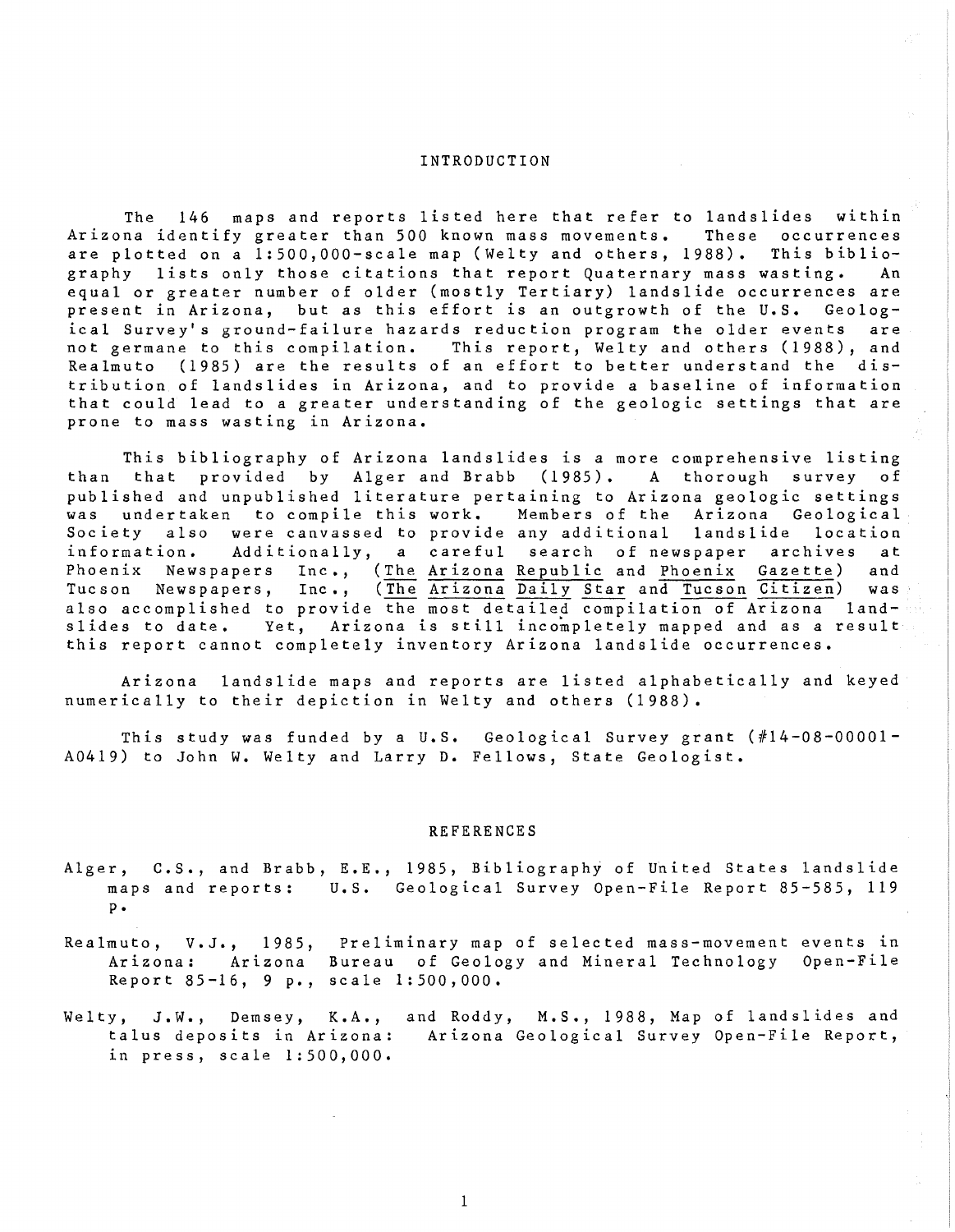# INTRODUCTION

The 146 maps and reports listed here that refer to landslides within Arizona identify greater than 500 known mass movements. These occurrences are plotted on a 1:500,000-scale map (Welty and others, 1988). This bibliography lists only those citations that report Quaternary mass wasting. An equal or greater number of older (mostly Tertiary) landslide occurrences are present in Arizona, but as this effort is an outgrowth of the U.S. Geological Survey's ground-failure hazards reduction program the older events are not germane to this compilation. This report, Welty and others (1988), and Realmuto (1985) are the results of an effort to better understand the distribution of landslides in Arizona, and to provide a baseline of information that could lead to a greater understanding of the geologic settings that are prone to mass wasting in Arizona.

This bibliography of Arizona landslides is a more comprehensive listing than that provided by Alger and Brabb (1985). A thorough survey of published and unpublished literature pertaining to Arizona geologic settings was undertaken to compile this work. Members of the Arizona Geological Society also were canvassed to provide any additional landslide location information. Additionally, a careful search of newspaper archives at Phoenix Newspapers Inc., (The Arizona Republic and Phoenix Gazette) and Tucson Newspapers, Inc., (The Arizona Daily Star and Tucson Citizen) was also accomplished to provide the most detailed compilation of Arizona landslides to date. Yet, Arizona is still incompletely mapped and as a result this report cannot completely inventory Arizona landslide occurrences.

Arizona landslide maps and reports are listed alphabetically and keyed numerically to their depiction in Welty and others (1988).

This study was funded by a U.S. Geological Survey grant (#14-08-00001-A0419) to John W. Welty and Larry D. Fellows, State Geologist.

# REFERENCES

Alger, C.S., and Brabb, E.E., 1985, Bibliography of United States landslide maps and reports: U.S. Geological Survey Open-File Report 85-585, 119 p.

Realmuto, V.J., 1985, Preliminary map of selected mass-movement events in Arizona: Arizona Bureau of Geology and Mineral Technology Open-File Report 85-16, 9 p., scale 1:500,000.

Welty, J.W., Demsey, K.A., and Roddy, M.S., 1988, Map of landslides and talus deposits in Arizona: Arizona Geological Survey Open-File Report, in press, scale 1:500,000.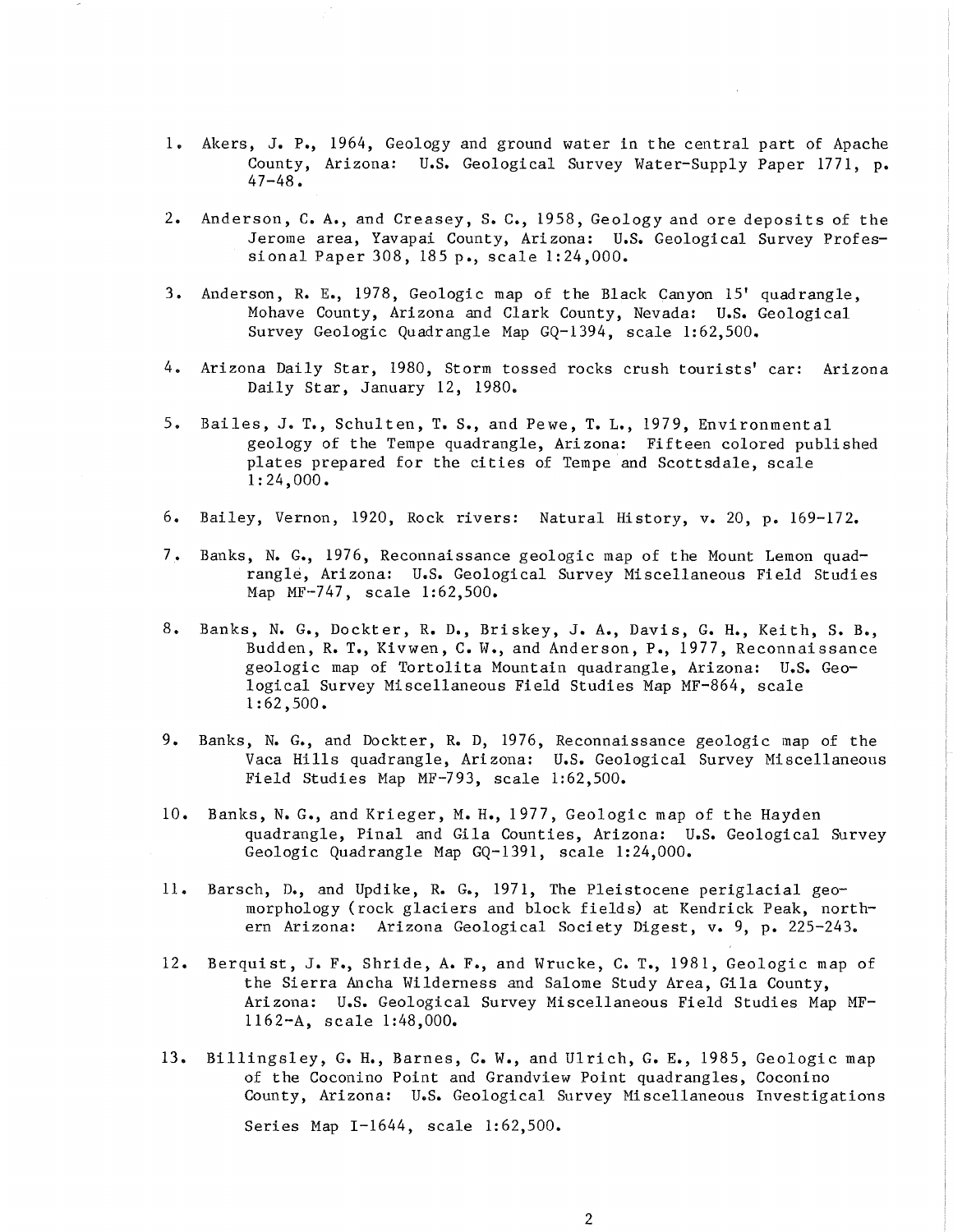1. Akers, J. P., 1964, Geology and ground water in the central part of Apache County, Arizona: U.S. Geological Survey Water-Supply Paper 1771, p. 47-48.

2. Anderson, C. A., and Creasey, S. C., 1958, Geology and ore deposits of the Jerome area, Yavapai County, Arizona: U.S. Geological Survey Professional Paper 308, 185 p., scale 1:24,000.

3. Anderson, R. E., 1978, Geologic map of the Black Canyon 15' quadrangle, Mohave County, Arizona and Clark County, Nevada: U.S. Geological Survey Geologic Quadrangle Map GQ-1394, scale 1:62,500.

4. Arizona Daily Star, 1980, Storm tossed rocks crush tourists' car: Arizona Daily Star, January 12, 1980.

5. Bailes, J. T., Schulten, T. S., and Pewe, T. L., 1979, Environmental geology of the Tempe quadrangle, Arizona: Fifteen colored published plates prepared for the cities of Tempe and Scottsdale, scale 1:24,000.

6. Bailey, Vernon, 1920, Rock rivers: Natural History, v. 20, p. 169-172.

7. Banks, N. G., 1976, Reconnaissance geologic map of the Mount Lemon quadrangle, Arizona: U.S. Geological Survey Miscellaneous Field Studies Map MF-747, scale 1:62,500.

8. Banks, N. G., Dockter, R. D., Briskey, J. A., Davis, G. H., Keith, S. B., Budden, R. T., Kivwen, C. W., and Anderson, P., 1977, Reconnaissance geologic map of Tortolita Mountain quadrangle, Arizona: U.S. Geological Survey Miscellaneous Field Studies Map MF-864, scale 1:62,500.

9. Banks, N. G., and Dockter, R. D, 1976, Reconnaissance geologic map of the Vaca Hills quadrangle, Arizona: U.S. Geological Survey Miscellaneous Field Studies Map MF-793, scale 1:62,500.

10. Banks, N. G., and Krieger, M. H., 1977, Geologic map of the Hayden quadrangle, Pinal and Gila Counties, Arizona: U.S. Geological Survey Geologic Quadrangle Map GQ-1391, scale 1:24,000.

11. Barsch, D., and Updike, R. G., 1971, The Pleistocene periglacial geomorphology (rock glaciers and block fields) at Kendrick Peak, northern Arizona: Arizona Geological Society Digest, v. 9, p. 225-243.

12. Berquist, J. F., Shride, A. F., and Wrucke, C. T., 1981, Geologic map of the Sierra Ancha Wilderness and Salome Study Area, Gila County, Arizona: U.S. Geological Survey Miscellaneous Field Studies Map MF-1162-A, scale 1:48,000.

13. Billingsley, G. H., Barnes, C. W., and Ulrich, G. E., 1985, Geologic map of the Coconino Point and Grandview Point quadrangles, Coconino County, Arizona: U.S. Geological Survey Miscellaneous Investigations Series Map I-1644, scale 1:62,500.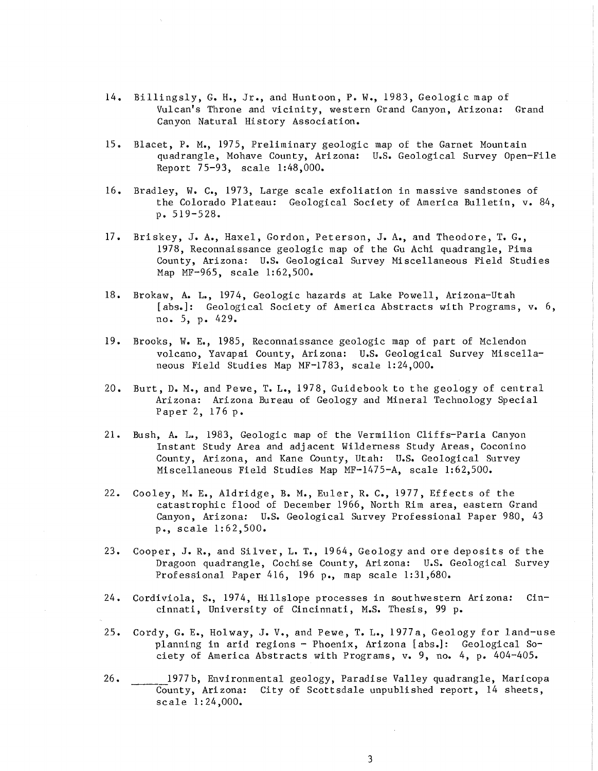14. Billingsly, G. H., Jr., and Huntoon, P. W., 1983, Geologic map of Vulcan's Throne and vicinity, western Grand Canyon, Arizona: Grand Canyon Natural History Association.

15. Blacet, P. M., 1975, Preliminary geologic map of the Garnet Mountain quadrangle, Mohave County, Arizona: U.S. Geological Survey Open-File Report 75-93, scale 1:48,000.

16. Bradley, W. C., 1973, Large scale exfoliation in massive sandstones of the Colorado Plateau: Geological Society of America Bulletin, v. 84, p. 519-528.

17. Briskey, J. A., Haxel, Gordon, Peterson, J. A., and Theodore, T. G., 1978, Reconnaissance geologic map of the Gu Achi quadrangle, Pima County, Arizona: U.S. Geological Survey Miscellaneous Field Studies Map MF-965, scale 1:62,500.

18. Brokaw, A. L., 1974, Geologic hazards at Lake Powell, Arizona-Utah [abs.]: Geological Society of America Abstracts with Programs, v. 6, no. 5, p. 429.

19. Brooks, W. E., 1985, Reconnaissance geologic map of part of Mclendon volcano, Yavapai County, Arizona: U.S. Geological Survey Miscellaneous Field Studies Map MF-1783, scale 1:24,000.

20. Burt, D. M., and Pewe, T. L., 1978, Guidebook to the geology of central Arizona: Arizona Bureau of Geology and Mineral Technology Special Paper 2, 176 p.

21. Bush, A. L., 1983, Geologic map of the Vermilion Cliffs-Paria Canyon Instant Study Area and adjacent Wilderness Study Areas, Coconino County, Arizona, and Kane County, Utah: U.S. Geological Survey Miscellaneous Field Studies Map MF-1475-A, scale 1:62,500.

22. Cooley, M. E., Aldridge, B. M., Euler, R. C., 1977, Effects of the catastrophic flood of December 1966, North Rim area, eastern Grand Canyon, Arizona: U.S. Geological Survey Professional Paper 980, 43 p., scale 1:62,500.

23. Cooper, J. R., and Silver, L. T., 1964, Geology and ore deposits of the Dragoon quadrangle, Cochise County, Arizona: U.S. Geological Survey Professional Paper 416, 196 p., map scale 1:31,680.

24. Cordiviola, S., 1974, Hillslope processes in southwestern Arizona: Cincinnati, University of Cincinnati, M.S. Thesis, 99 p.

25. Cordy, G. E., Holway, J. V., and Pewe, T. L., 1977a, Geology for land-use planning in arid regions - Phoenix, Arizona [abs.]: Geological Society of America Abstracts with Programs, v. 9, no. 4, p. 404-405.

26. ______ 1977b, Environmental geology, Paradise Valley quadrangle, Maricopa County, Arizona: City of Scottsdale unpublished report, 14 sheets, scale 1:24,000.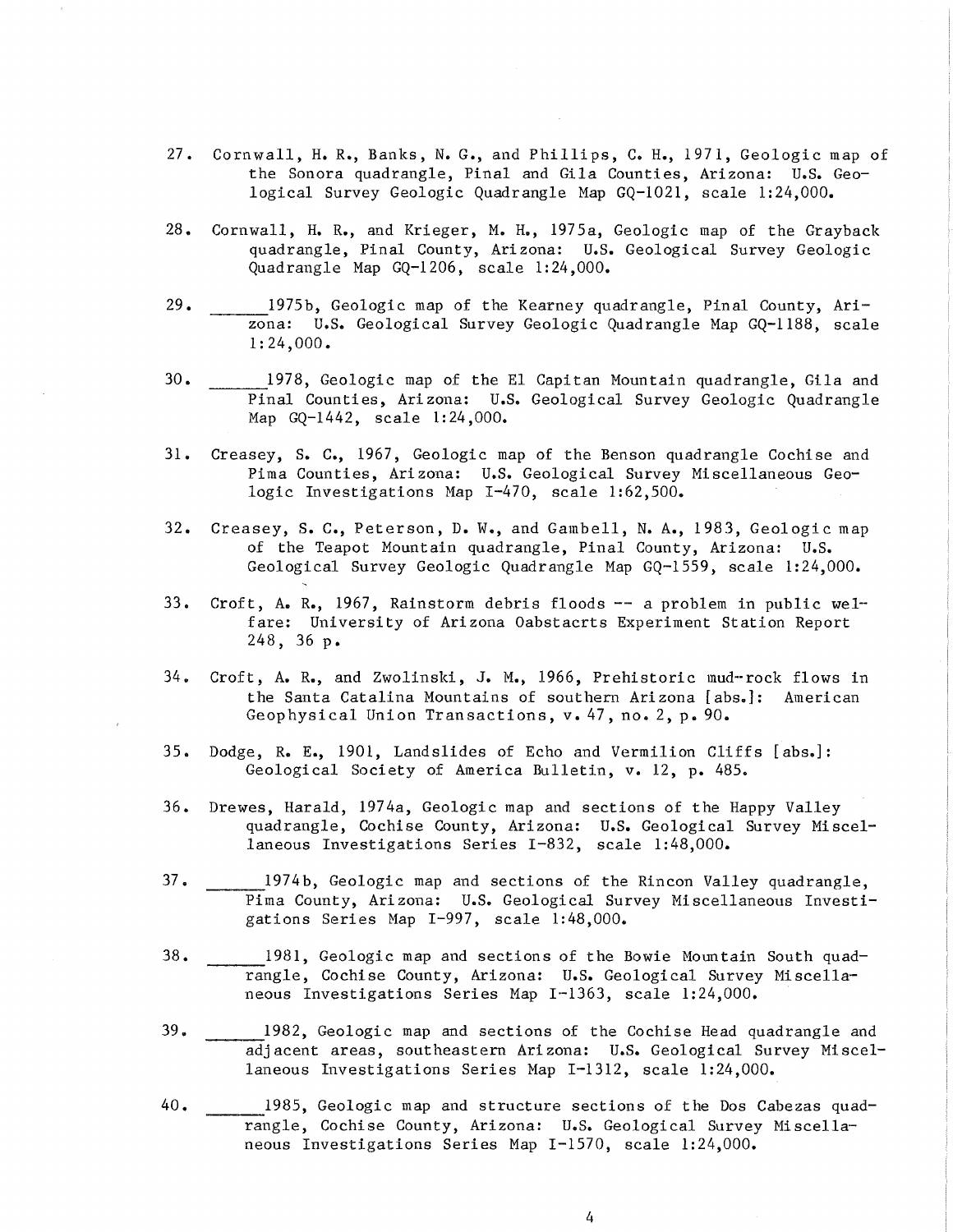27. Cornwall, H. R., Banks, N. G., and Phillips, C. H., 1971, Geologic map of the Sonora quadrangle, Pinal and Gila Counties, Arizona: U.S. Geological Survey Geologic Quadrangle Map GQ-1021, scale 1:24,000.

28. Cornwall, H. R., and Krieger, M. H., 1975a, Geologic map of the Grayback quadrangle, Pinal County, Arizona: U.S. Geological Survey Geologic Quadrangle Map GQ-1206, scale 1:24,000.

29. \_\_\_\_\_\_1975b, Geologic map of the Kearney quadrangle, Pinal County, Arizona: U.S. Geological Survey Geologic Quadrangle Map GQ-1188, scale 1:24,000.

30. \_\_\_\_\_\_1978, Geologic map of the El Capitan Mountain quadrangle, Gila and Pinal Counties, Arizona: U.S. Geological Survey Geologic Quadrangle Map GQ-1442, scale 1:24,000.

31. Creasey, S. C., 1967, Geologic map of the Benson quadrangle Cochise and Pima Counties, Arizona: U.S. Geological Survey Miscellaneous Geologic Investigations Map I-470, scale 1:62,500.

32. Creasey, S. C., Peterson, D. W., and Gambell, N. A., 1983, Geologic map of the Teapot Mountain quadrangle, Pinal County, Arizona: U.S. Geological Survey Geologic Quadrangle Map GQ-1559, scale 1:24,000.

33. Croft, A. R., 1967, Rainstorm debris floods -- a problem in public welfare: University of Arizona Oabstacrts Experiment Station Report 248, 36 p.

34. Croft, A. R., and Zwolinski, J. M., 1966, Prehistoric mud-rock flows in the Santa Catalina Mountains of southern Arizona [abs.]: American Geophysical Union Transactions, v. 47, no. 2, p. 90.

35. Dodge, R. E., 1901, Landslides of Echo and Vermilion Cliffs [abs.]: Geological Society of America Bulletin, v. 12, p. 485.

36. Drewes, Harald, 1974a, Geologic map and sections of the Happy Valley quadrangle, Cochise County, Arizona: U.S. Geological Survey Miscellaneous Investigations Series I-832, scale 1:48,000.

37. \_\_\_\_\_\_1974b, Geologic map and sections of the Rincon Valley quadrangle, Pima County, Arizona: U.S. Geological Survey Miscellaneous Investigations Series Map I-997, scale 1:48,000.

38. \_\_\_\_\_\_1981, Geologic map and sections of the Bowie Mountain South quadrangle, Cochise County, Arizona: U.S. Geological Survey Miscellaneous Investigations Series Map I-1363, scale 1:24,000.

39. \_\_\_\_\_\_1982, Geologic map and sections of the Cochise Head quadrangle and adjacent areas, southeastern Arizona: U.S. Geological Survey Miscellaneous Investigations Series Map I-1312, scale 1:24,000.

40. \_\_\_\_\_\_1985, Geologic map and structure sections of the Dos Cabezas quadrangle, Cochise County, Arizona: U.S. Geological Survey Miscellaneous Investigations Series Map I-1570, scale 1:24,000.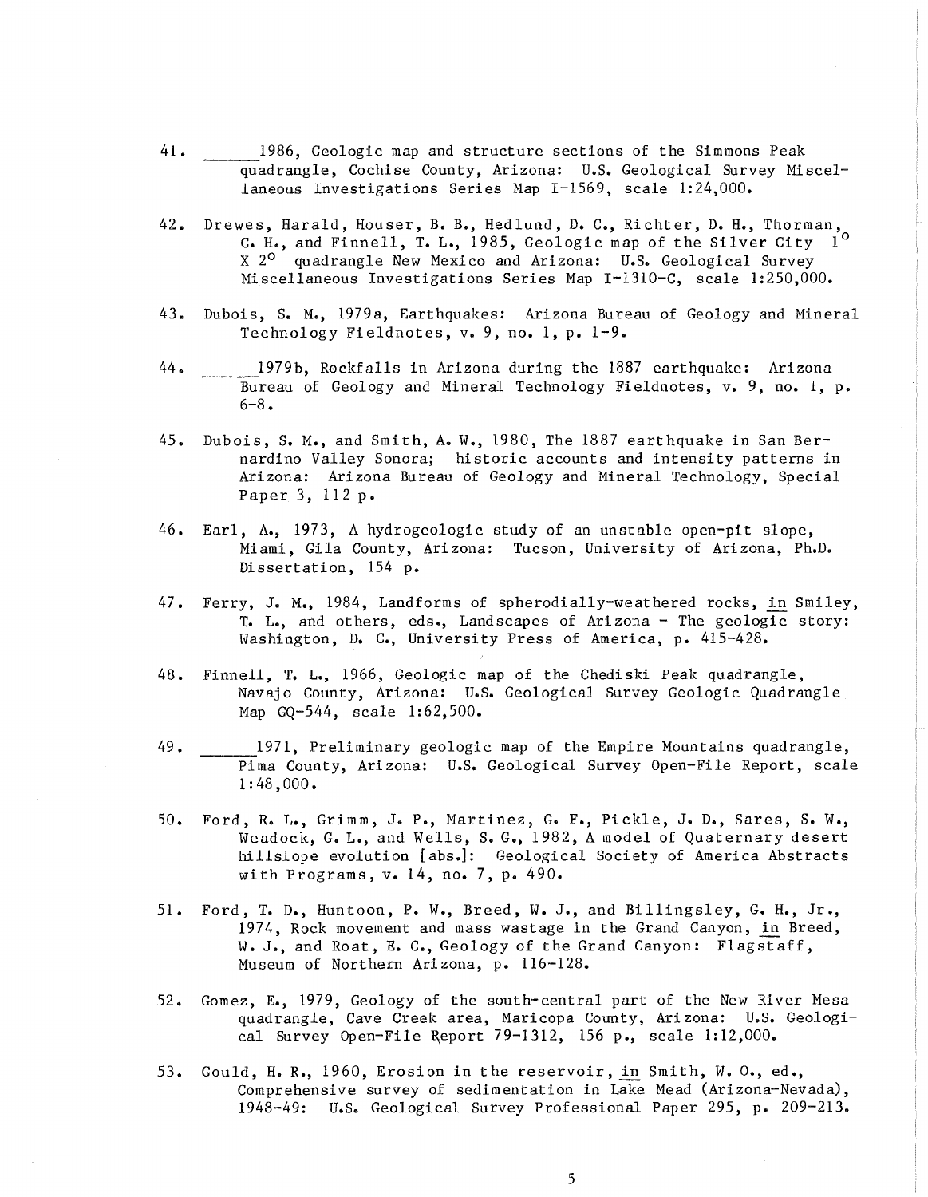41. ______1986, Geologic map and structure sections of the Simmons Peak quadrangle, Cochise County, Arizona: U.S. Geological Survey Miscellaneous Investigations Series Map I-1569, scale 1:24,000.

42. Drewes, Harald, Houser, B. B., Hedlund, D. C., Richter, D. H., Thorman, C. H., and Finnell, T. L., 1985, Geologic map of the Silver City $1^{\circ}$ X $2^{\circ}$ quadrangle New Mexico and Arizona: U.S. Geological Survey Miscellaneous Investigations Series Map I-1310-C, scale 1:250,000.

43. Dubois, S. M., 1979a, Earthquakes: Arizona Bureau of Geology and Mineral Technology Fieldnotes, v. 9, no. 1, p. 1-9.

44. ______1979b, Rockfalls in Arizona during the 1887 earthquake: Arizona Bureau of Geology and Mineral Technology Fieldnotes, v. 9, no. 1, p. 6-8.

45. Dubois, S. M., and Smith, A. W., 1980, The 1887 earthquake in San Bernardino Valley Sonora; historic accounts and intensity patterns in Arizona: Arizona Bureau of Geology and Mineral Technology, Special Paper 3, 112 p.

46. Earl, A., 1973, A hydrogeologic study of an unstable open-pit slope, Miami, Gila County, Arizona: Tucson, University of Arizona, Ph.D. Dissertation, 154 p.

47. Ferry, J. M., 1984, Landforms of spherodially-weathered rocks, in Smiley, T. L., and others, eds., Landscapes of Arizona - The geologic story: Washington, D. C., University Press of America, p. 415-428.

48. Finnell, T. L., 1966, Geologic map of the Chediski Peak quadrangle, Navajo County, Arizona: U.S. Geological Survey Geologic Quadrangle Map GQ-544, scale 1:62,500.

49. ______1971, Preliminary geologic map of the Empire Mountains quadrangle, Pima County, Arizona: U.S. Geological Survey Open-File Report, scale 1:48,000.

50. Ford, R. L., Grimm, J. P., Martinez, G. F., Pickle, J. D., Sares, S. W., Weadock, G. L., and Wells, S. G., 1982, A model of Quaternary desert hillslope evolution [abs.]: Geological Society of America Abstracts with Programs, v. 14, no. 7, p. 490.

51. Ford, T. D., Huntoon, P. W., Breed, W. J., and Billingsley, G. H., Jr., 1974, Rock movement and mass wastage in the Grand Canyon, in Breed, W. J., and Roat, E. C., Geology of the Grand Canyon: Flagstaff, Museum of Northern Arizona, p. 116-128.

52. Gomez, E., 1979, Geology of the south-central part of the New River Mesa quadrangle, Cave Creek area, Maricopa County, Arizona: U.S. Geological Survey Open-File Report 79-1312, 156 p., scale 1:12,000.

53. Gould, H. R., 1960, Erosion in the reservoir, in Smith, W. O., ed., Comprehensive survey of sedimentation in Lake Mead (Arizona-Nevada), 1948-49: U.S. Geological Survey Professional Paper 295, p. 209-213.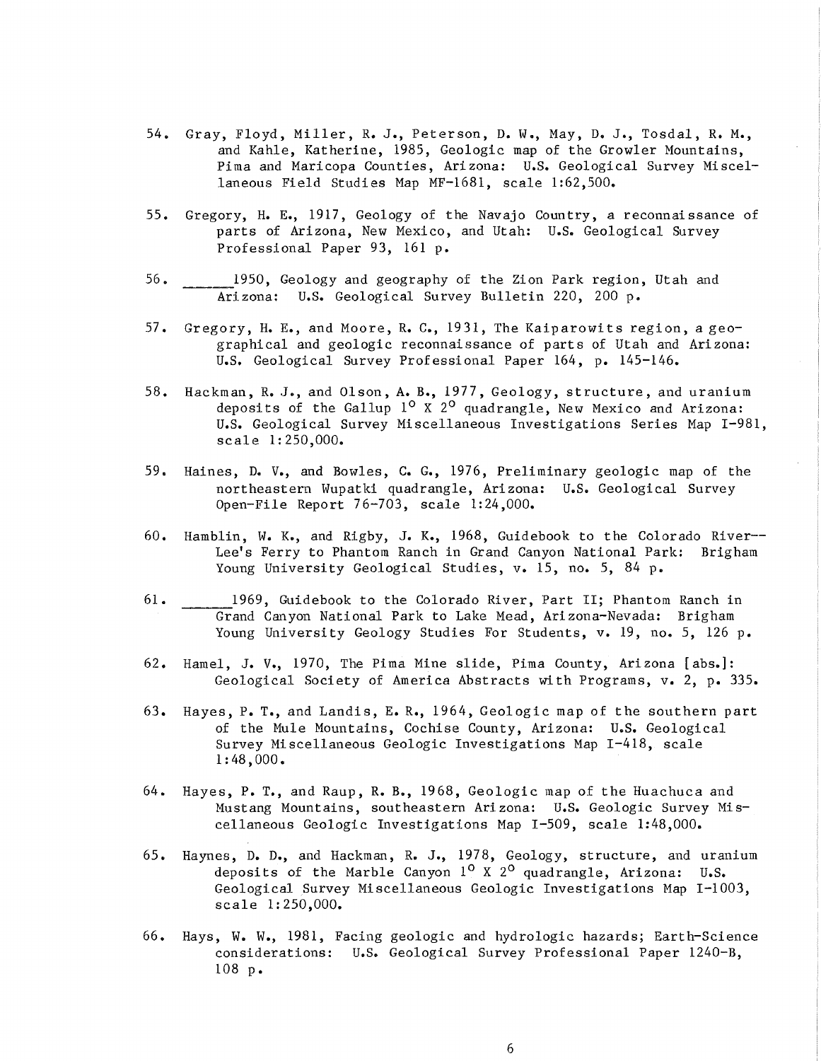54. Gray, Floyd, Miller, R. J., Peterson, D. W., May, D. J., Tosdal, R. M., and Kahle, Katherine, 1985, Geologic map of the Growler Mountains, Pima and Maricopa Counties, Arizona: U.S. Geological Survey Miscellaneous Field Studies Map MF-1681, scale 1:62,500.

55. Gregory, H. E., 1917, Geology of the Navajo Country, a reconnaissance of parts of Arizona, New Mexico, and Utah: U.S. Geological Survey Professional Paper 93, 161 p.

56. ______1950, Geology and geography of the Zion Park region, Utah and Arizona: U.S. Geological Survey Bulletin 220, 200 p.

57. Gregory, H. E., and Moore, R. C., 1931, The Kaiparowits region, a geographical and geologic reconnaissance of parts of Utah and Arizona: U.S. Geological Survey Professional Paper 164, p. 145-146.

58. Hackman, R. J., and Olson, A. B., 1977, Geology, structure, and uranium deposits of the Gallup $1^{o}$ X $2^{o}$ quadrangle, New Mexico and Arizona: U.S. Geological Survey Miscellaneous Investigations Series Map I-981, scale 1:250,000.

59. Haines, D. V., and Bowles, C. G., 1976, Preliminary geologic map of the northeastern Wupatki quadrangle, Arizona: U.S. Geological Survey Open-File Report 76-703, scale 1:24,000.

60. Hamblin, W. K., and Rigby, J. K., 1968, Guidebook to the Colorado River--Lee's Ferry to Phantom Ranch in Grand Canyon National Park: Brigham Young University Geological Studies, v. 15, no. 5, 84 p.

61. ______1969, Guidebook to the Colorado River, Part II; Phantom Ranch in Grand Canyon National Park to Lake Mead, Arizona-Nevada: Brigham Young University Geology Studies For Students, v. 19, no. 5, 126 p.

62. Hamel, J. V., 1970, The Pima Mine slide, Pima County, Arizona [abs.]: Geological Society of America Abstracts with Programs, v. 2, p. 335.

63. Hayes, P. T., and Landis, E. R., 1964, Geologic map of the southern part of the Mule Mountains, Cochise County, Arizona: U.S. Geological Survey Miscellaneous Geologic Investigations Map I-418, scale 1:48,000.

64. Hayes, P. T., and Raup, R. B., 1968, Geologic map of the Huachuca and Mustang Mountains, southeastern Arizona: U.S. Geologic Survey Miscellaneous Geologic Investigations Map I-509, scale 1:48,000.

65. Haynes, D. D., and Hackman, R. J., 1978, Geology, structure, and uranium deposits of the Marble Canyon $1^{o}$ X $2^{o}$ quadrangle, Arizona: U.S. Geological Survey Miscellaneous Geologic Investigations Map I-1003, scale 1:250,000.

66. Hays, W. W., 1981, Facing geologic and hydrologic hazards; Earth-Science considerations: U.S. Geological Survey Professional Paper 1240-B, 108 p.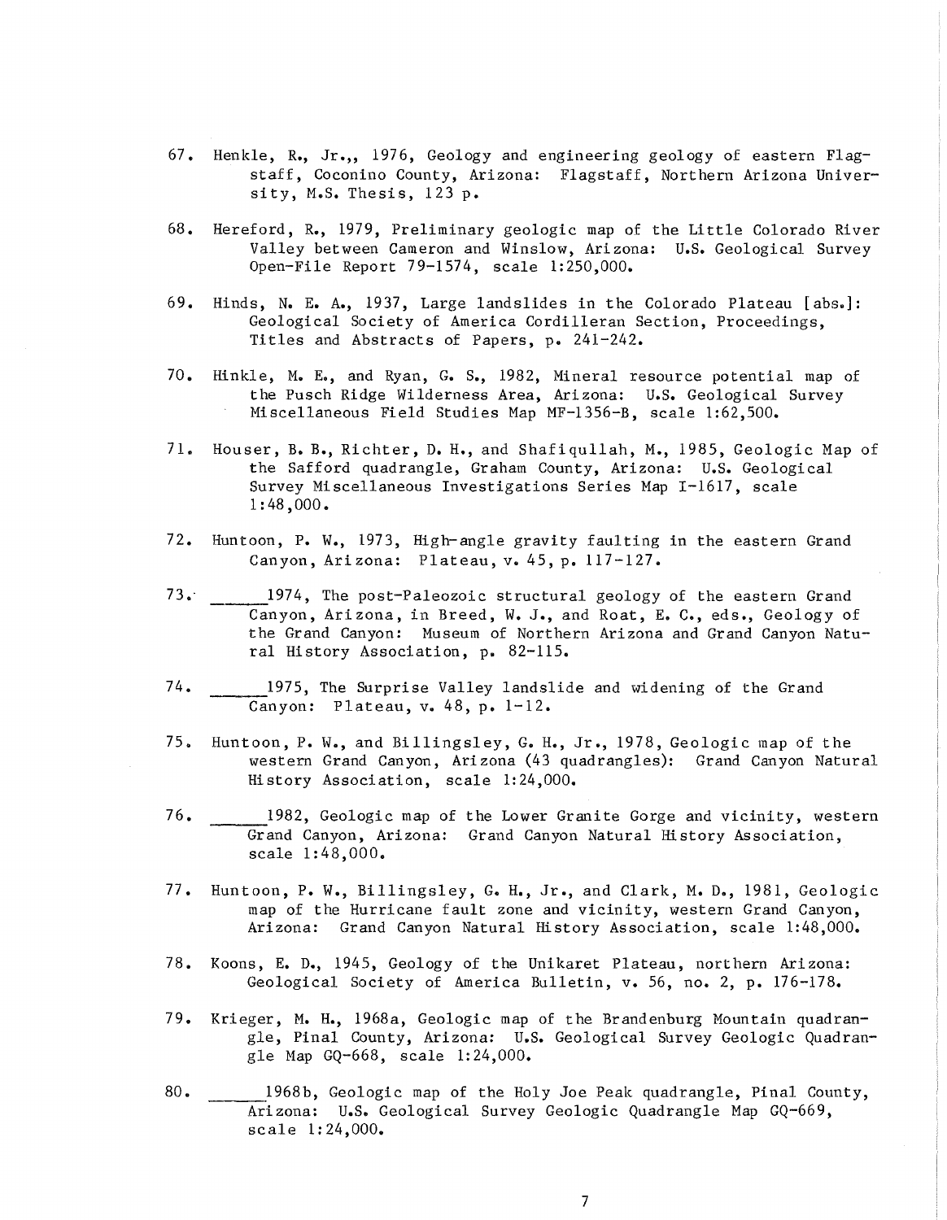67. Henkle, R., Jr.,, 1976, Geology and engineering geology of eastern Flagstaff, Coconino County, Arizona: Flagstaff, Northern Arizona University, M.S. Thesis, 123 p.

68. Hereford, R., 1979, Preliminary geologic map of the Little Colorado River Valley between Cameron and Winslow, Arizona: U.S. Geological Survey Open-File Report 79-1574, scale 1:250,000.

69. Hinds, N. E. A., 1937, Large landslides in the Colorado Plateau [abs.]: Geological Society of America Cordilleran Section, Proceedings, Titles and Abstracts of Papers, p. 241-242.

70. Hinkle, M. E., and Ryan, G. S., 1982, Mineral resource potential map of the Pusch Ridge Wilderness Area, Arizona: U.S. Geological Survey Miscellaneous Field Studies Map MF-1356-B, scale 1:62,500.

71. Houser, B. B., Richter, D. H., and Shafiqullah, M., 1985, Geologic Map of the Safford quadrangle, Graham County, Arizona: U.S. Geological Survey Miscellaneous Investigations Series Map I-1617, scale 1:48,000.

72. Huntoon, P. W., 1973, High-angle gravity faulting in the eastern Grand Canyon, Arizona: Plateau, v. 45, p. 117-127.

73. ______1974, The post-Paleozoic structural geology of the eastern Grand Canyon, Arizona, in Breed, W. J., and Roat, E. C., eds., Geology of the Grand Canyon: Museum of Northern Arizona and Grand Canyon Natural History Association, p. 82-115.

74. ______1975, The Surprise Valley landslide and widening of the Grand Canyon: Plateau, v. 48, p. 1-12.

75. Huntoon, P. W., and Billingsley, G. H., Jr., 1978, Geologic map of the western Grand Canyon, Arizona (43 quadrangles): Grand Canyon Natural History Association, scale 1:24,000.

76. ______1982, Geologic map of the Lower Granite Gorge and vicinity, western Grand Canyon, Arizona: Grand Canyon Natural History Association, scale 1:48,000.

77. Huntoon, P. W., Billingsley, G. H., Jr., and Clark, M. D., 1981, Geologic map of the Hurricane fault zone and vicinity, western Grand Canyon, Arizona: Grand Canyon Natural History Association, scale 1:48,000.

78. Koons, E. D., 1945, Geology of the Unikaret Plateau, northern Arizona: Geological Society of America Bulletin, v. 56, no. 2, p. 176-178.

79. Krieger, M. H., 1968a, Geologic map of the Brandenburg Mountain quadrangle, Pinal County, Arizona: U.S. Geological Survey Geologic Quadrangle Map GQ-668, scale 1:24,000.

80. ______1968b, Geologic map of the Holy Joe Peak quadrangle, Pinal County, Arizona: U.S. Geological Survey Geologic Quadrangle Map GQ-669, scale 1:24,000.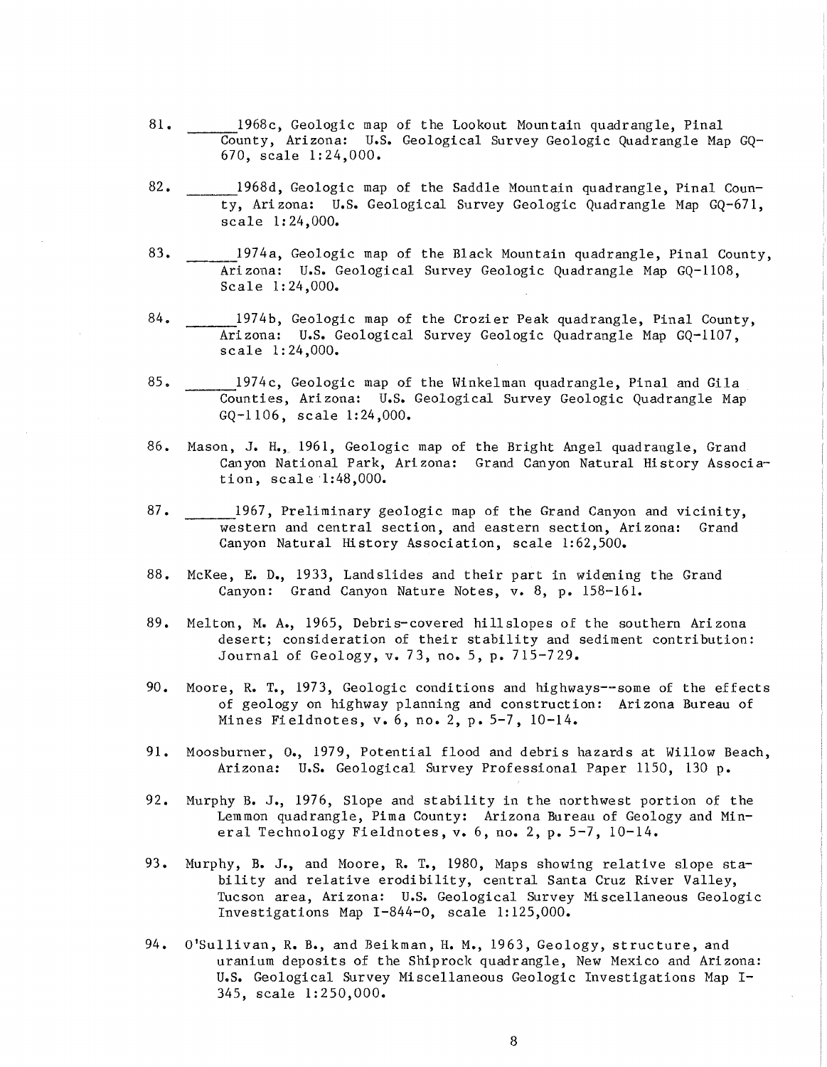81. ______1968c, Geologic map of the Lookout Mountain quadrangle, Pinal County, Arizona: U.S. Geological Survey Geologic Quadrangle Map GQ-670, scale 1:24,000.

82. ______1968d, Geologic map of the Saddle Mountain quadrangle, Pinal County, Arizona: U.S. Geological Survey Geologic Quadrangle Map GQ-671, scale 1:24,000.

83. ______1974a, Geologic map of the Black Mountain quadrangle, Pinal County, Arizona: U.S. Geological Survey Geologic Quadrangle Map GQ-1108, Scale 1:24,000.

84. ______1974b, Geologic map of the Crozier Peak quadrangle, Pinal County, Arizona: U.S. Geological Survey Geologic Quadrangle Map GQ-1107, scale 1:24,000.

85. ______1974c, Geologic map of the Winkelman quadrangle, Pinal and Gila Counties, Arizona: U.S. Geological Survey Geologic Quadrangle Map GQ-1106, scale 1:24,000.

86. Mason, J. H., 1961, Geologic map of the Bright Angel quadrangle, Grand Canyon National Park, Arizona: Grand Canyon Natural History Association, scale 1:48,000.

87. ______1967, Preliminary geologic map of the Grand Canyon and vicinity, western and central section, and eastern section, Arizona: Grand Canyon Natural History Association, scale 1:62,500.

88. McKee, E. D., 1933, Landslides and their part in widening the Grand Canyon: Grand Canyon Nature Notes, v. 8, p. 158-161.

89. Melton, M. A., 1965, Debris-covered hillslopes of the southern Arizona desert; consideration of their stability and sediment contribution: Journal of Geology, v. 73, no. 5, p. 715-729.

90. Moore, R. T., 1973, Geologic conditions and highways--some of the effects of geology on highway planning and construction: Arizona Bureau of Mines Fieldnotes, v. 6, no. 2, p. 5-7, 10-14.

91. Moosburner, O., 1979, Potential flood and debris hazards at Willow Beach, Arizona: U.S. Geological Survey Professional Paper 1150, 130 p.

92. Murphy B. J., 1976, Slope and stability in the northwest portion of the Lemmon quadrangle, Pima County: Arizona Bureau of Geology and Mineral Technology Fieldnotes, v. 6, no. 2, p. 5-7, 10-14.

93. Murphy, B. J., and Moore, R. T., 1980, Maps showing relative slope stability and relative erodibility, central Santa Cruz River Valley, Tucson area, Arizona: U.S. Geological Survey Miscellaneous Geologic Investigations Map I-844-O, scale 1:125,000.

94. O'Sullivan, R. B., and Beikman, H. M., 1963, Geology, structure, and uranium deposits of the Shiprock quadrangle, New Mexico and Arizona: U.S. Geological Survey Miscellaneous Geologic Investigations Map I-345, scale 1:250,000.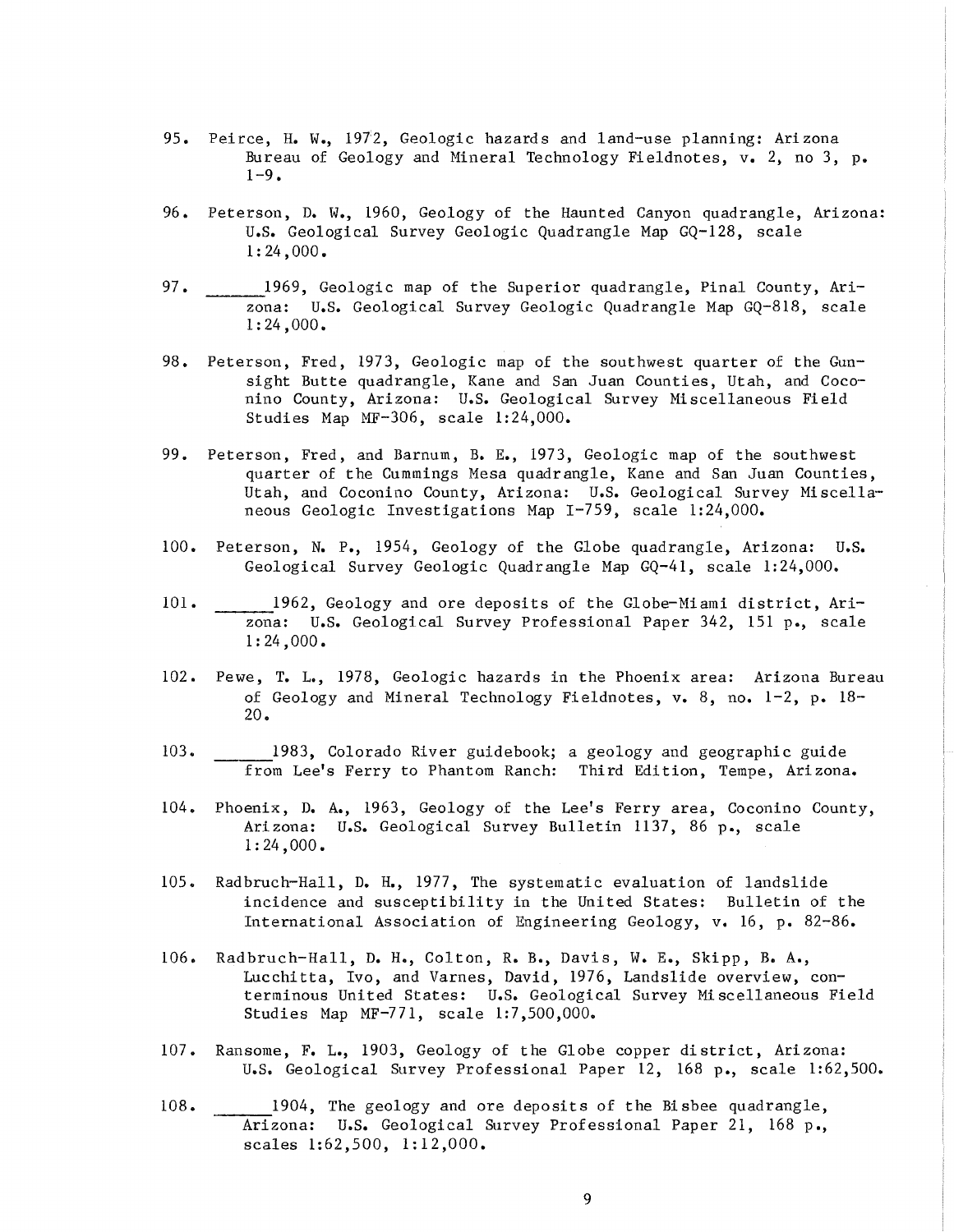95. Peirce, H. W., 1972, Geologic hazards and land-use planning: Arizona Bureau of Geology and Mineral Technology Fieldnotes, v. 2, no 3, p. 1-9.

96. Peterson, D. W., 1960, Geology of the Haunted Canyon quadrangle, Arizona: U.S. Geological Survey Geologic Quadrangle Map GQ-128, scale 1:24,000.

97. ______1969, Geologic map of the Superior quadrangle, Pinal County, Arizona: U.S. Geological Survey Geologic Quadrangle Map GQ-818, scale 1:24,000.

98. Peterson, Fred, 1973, Geologic map of the southwest quarter of the Gunsight Butte quadrangle, Kane and San Juan Counties, Utah, and Coconino County, Arizona: U.S. Geological Survey Miscellaneous Field Studies Map MF-306, scale 1:24,000.

99. Peterson, Fred, and Barnum, B. E., 1973, Geologic map of the southwest quarter of the Cummings Mesa quadrangle, Kane and San Juan Counties, Utah, and Coconino County, Arizona: U.S. Geological Survey Miscellaneous Geologic Investigations Map I-759, scale 1:24,000.

100. Peterson, N. P., 1954, Geology of the Globe quadrangle, Arizona: U.S. Geological Survey Geologic Quadrangle Map GQ-41, scale 1:24,000.

101. ______1962, Geology and ore deposits of the Globe-Miami district, Arizona: U.S. Geological Survey Professional Paper 342, 151 p., scale 1:24,000.

102. Pewe, T. L., 1978, Geologic hazards in the Phoenix area: Arizona Bureau of Geology and Mineral Technology Fieldnotes, v. 8, no. 1-2, p. 18-20.

103. ______1983, Colorado River guidebook; a geology and geographic guide from Lee's Ferry to Phantom Ranch: Third Edition, Tempe, Arizona.

104. Phoenix, D. A., 1963, Geology of the Lee's Ferry area, Coconino County, Arizona: U.S. Geological Survey Bulletin 1137, 86 p., scale 1:24,000.

105. Radbruch-Hall, D. H., 1977, The systematic evaluation of landslide incidence and susceptibility in the United States: Bulletin of the International Association of Engineering Geology, v. 16, p. 82-86.

106. Radbruch-Hall, D. H., Colton, R. B., Davis, W. E., Skipp, B. A., Lucchitta, Ivo, and Varnes, David, 1976, Landslide overview, conterminous United States: U.S. Geological Survey Miscellaneous Field Studies Map MF-771, scale 1:7,500,000.

107. Ransome, F. L., 1903, Geology of the Globe copper district, Arizona: U.S. Geological Survey Professional Paper 12, 168 p., scale 1:62,500.

108. ______1904, The geology and ore deposits of the Bisbee quadrangle, Arizona: U.S. Geological Survey Professional Paper 21, 168 p., scales 1:62,500, 1:12,000.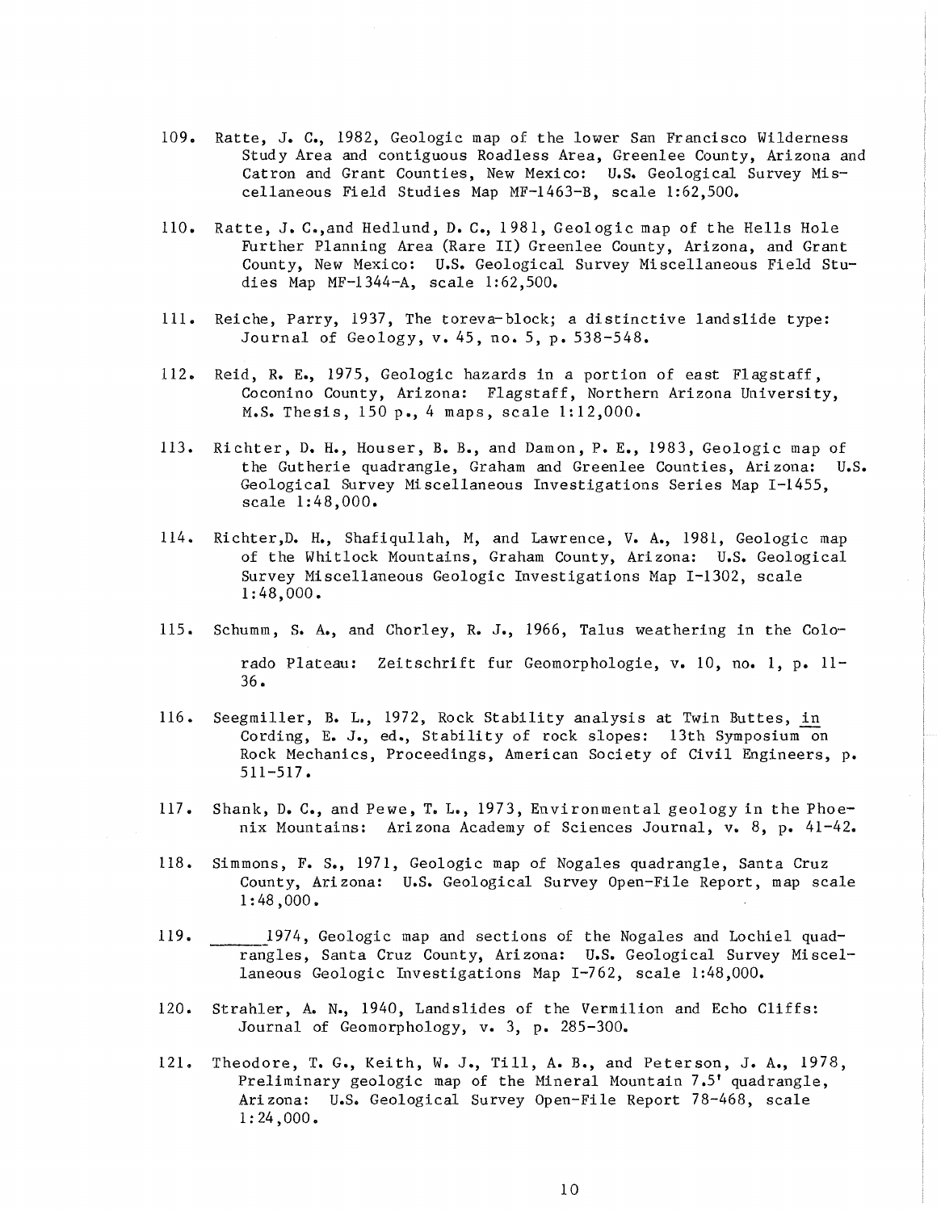109. Ratte, J. C., 1982, Geologic map of the lower San Francisco Wilderness Study Area and contiguous Roadless Area, Greenlee County, Arizona and Catron and Grant Counties, New Mexico: U.S. Geological Survey Miscellaneous Field Studies Map MF-1463-B, scale 1:62,500.

110. Ratte, J. C.,and Hedlund, D. C., 1981, Geologic map of the Hells Hole Further Planning Area (Rare II) Greenlee County, Arizona, and Grant County, New Mexico: U.S. Geological Survey Miscellaneous Field Studies Map MF-1344-A, scale 1:62,500.

111. Reiche, Parry, 1937, The toreva-block; a distinctive landslide type: Journal of Geology, v. 45, no. 5, p. 538-548.

112. Reid, R. E., 1975, Geologic hazards in a portion of east Flagstaff, Coconino County, Arizona: Flagstaff, Northern Arizona University, M.S. Thesis, 150 p., 4 maps, scale 1:12,000.

113. Richter, D. H., Houser, B. B., and Damon, P. E., 1983, Geologic map of the Gutherie quadrangle, Graham and Greenlee Counties, Arizona: U.S. Geological Survey Miscellaneous Investigations Series Map I-1455, scale 1:48,000.

114. Richter,D. H., Shafiqullah, M, and Lawrence, V. A., 1981, Geologic map of the Whitlock Mountains, Graham County, Arizona: U.S. Geological Survey Miscellaneous Geologic Investigations Map I-1302, scale 1:48,000.

115. Schumm, S. A., and Chorley, R. J., 1966, Talus weathering in the Colorado Plateau: Zeitschrift fur Geomorphologie, v. 10, no. 1, p. 11-36.

116. Seegmiller, B. L., 1972, Rock Stability analysis at Twin Buttes, in Cording, E. J., ed., Stability of rock slopes: 13th Symposium on Rock Mechanics, Proceedings, American Society of Civil Engineers, p. 511-517.

117. Shank, D. C., and Pewe, T. L., 1973, Environmental geology in the Phoenix Mountains: Arizona Academy of Sciences Journal, v. 8, p. 41-42.

118. Simmons, F. S., 1971, Geologic map of Nogales quadrangle, Santa Cruz County, Arizona: U.S. Geological Survey Open-File Report, map scale 1:48,000.

119. ______1974, Geologic map and sections of the Nogales and Lochiel quadrangles, Santa Cruz County, Arizona: U.S. Geological Survey Miscellaneous Geologic Investigations Map I-762, scale 1:48,000.

120. Strahler, A. N., 1940, Landslides of the Vermilion and Echo Cliffs: Journal of Geomorphology, v. 3, p. 285-300.

121. Theodore, T. G., Keith, W. J., Till, A. B., and Peterson, J. A., 1978, Preliminary geologic map of the Mineral Mountain 7.5' quadrangle, Arizona: U.S. Geological Survey Open-File Report 78-468, scale 1:24,000.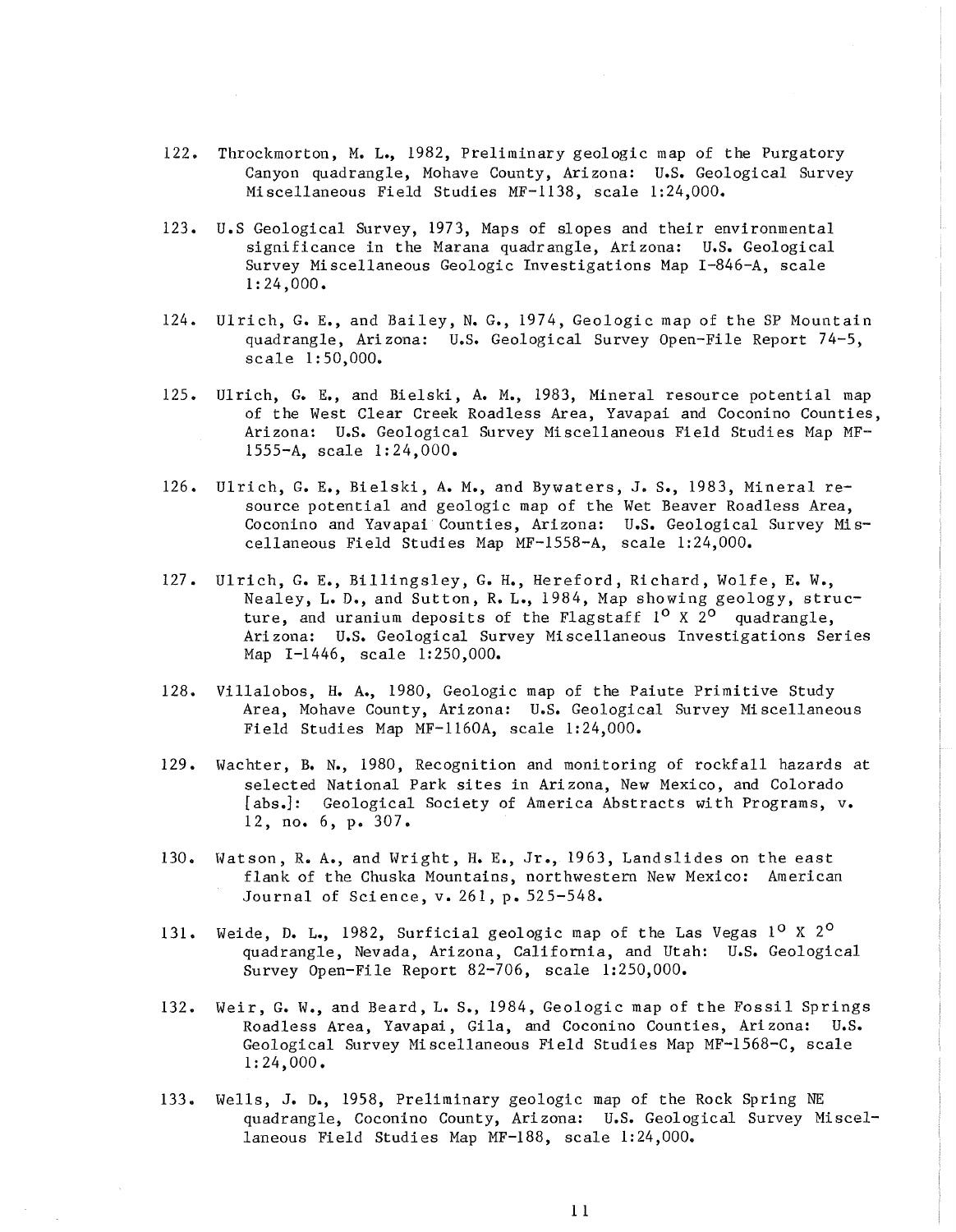122. Throckmorton, M. L., 1982, Preliminary geologic map of the Purgatory Canyon quadrangle, Mohave County, Arizona: U.S. Geological Survey Miscellaneous Field Studies MF-1138, scale 1:24,000.

123. U.S Geological Survey, 1973, Maps of slopes and their environmental significance in the Marana quadrangle, Arizona: U.S. Geological Survey Miscellaneous Geologic Investigations Map I-846-A, scale 1:24,000.

124. Ulrich, G. E., and Bailey, N. G., 1974, Geologic map of the SP Mountain quadrangle, Arizona: U.S. Geological Survey Open-File Report 74-5, scale 1:50,000.

125. Ulrich, G. E., and Bielski, A. M., 1983, Mineral resource potential map of the West Clear Creek Roadless Area, Yavapai and Coconino Counties, Arizona: U.S. Geological Survey Miscellaneous Field Studies Map MF-1555-A, scale 1:24,000.

126. Ulrich, G. E., Bielski, A. M., and Bywaters, J. S., 1983, Mineral resource potential and geologic map of the Wet Beaver Roadless Area, Coconino and Yavapai Counties, Arizona: U.S. Geological Survey Miscellaneous Field Studies Map MF-1558-A, scale 1:24,000.

127. Ulrich, G. E., Billingsley, G. H., Hereford, Richard, Wolfe, E. W., Nealey, L. D., and Sutton, R. L., 1984, Map showing geology, structure, and uranium deposits of the Flagstaff $1^{\circ} \times 2^{\circ}$ quadrangle, Arizona: U.S. Geological Survey Miscellaneous Investigations Series Map I-1446, scale 1:250,000.

128. Villalobos, H. A., 1980, Geologic map of the Paiute Primitive Study Area, Mohave County, Arizona: U.S. Geological Survey Miscellaneous Field Studies Map MF-1160A, scale 1:24,000.

129. Wachter, B. N., 1980, Recognition and monitoring of rockfall hazards at selected National Park sites in Arizona, New Mexico, and Colorado [abs.]: Geological Society of America Abstracts with Programs, v. 12, no. 6, p. 307.

130. Watson, R. A., and Wright, H. E., Jr., 1963, Landslides on the east flank of the Chuska Mountains, northwestern New Mexico: American Journal of Science, v. 261, p. 525-548.

131. Weide, D. L., 1982, Surficial geologic map of the Las Vegas $1^{\circ} \times 2^{\circ}$ quadrangle, Nevada, Arizona, California, and Utah: U.S. Geological Survey Open-File Report 82-706, scale 1:250,000.

132. Weir, G. W., and Beard, L. S., 1984, Geologic map of the Fossil Springs Roadless Area, Yavapai, Gila, and Coconino Counties, Arizona: U.S. Geological Survey Miscellaneous Field Studies Map MF-1568-C, scale 1:24,000.

133. Wells, J. D., 1958, Preliminary geologic map of the Rock Spring NE quadrangle, Coconino County, Arizona: U.S. Geological Survey Miscellaneous Field Studies Map MF-188, scale 1:24,000.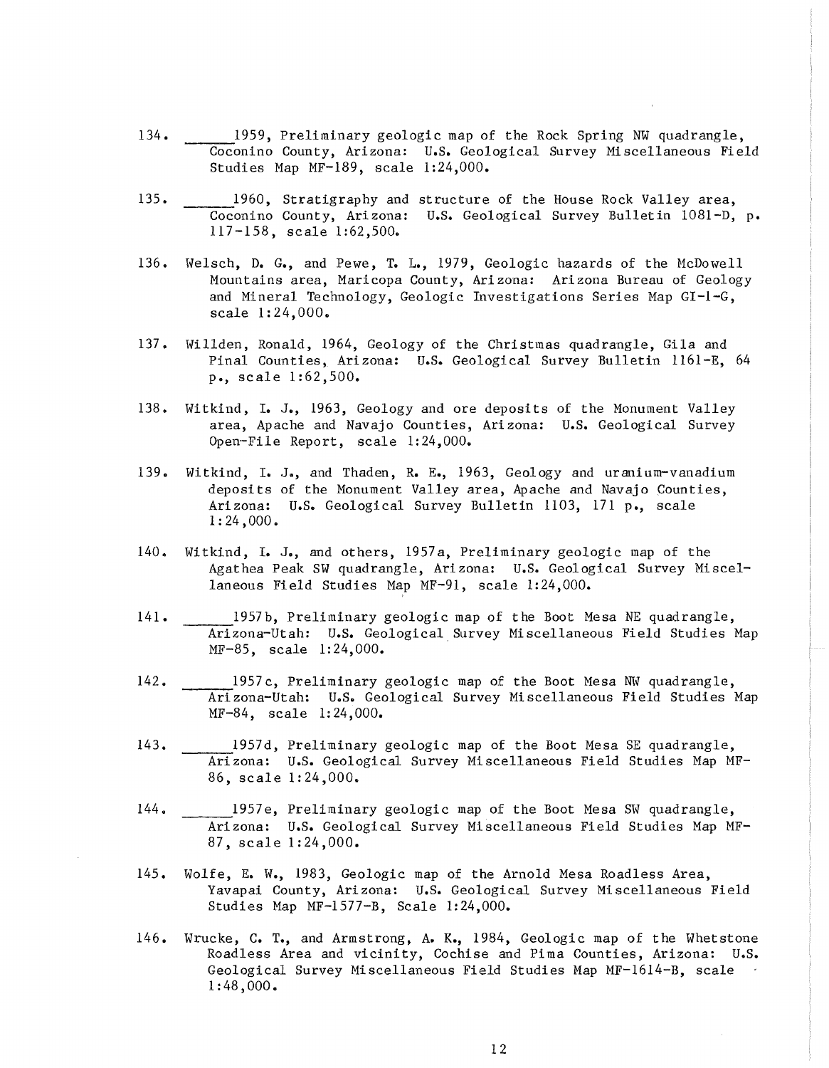134. \_\_\_\_\_\_1959, Preliminary geologic map of the Rock Spring NW quadrangle, Coconino County, Arizona: U.S. Geological Survey Miscellaneous Field Studies Map MF-189, scale 1:24,000.

135. \_\_\_\_\_\_1960, Stratigraphy and structure of the House Rock Valley area, Coconino County, Arizona: U.S. Geological Survey Bulletin 1081-D, p. 117-158, scale 1:62,500.

136. Welsch, D. G., and Pewe, T. L., 1979, Geologic hazards of the McDowell Mountains area, Maricopa County, Arizona: Arizona Bureau of Geology and Mineral Technology, Geologic Investigations Series Map GI-1-G, scale 1:24,000.

137. Willden, Ronald, 1964, Geology of the Christmas quadrangle, Gila and Pinal Counties, Arizona: U.S. Geological Survey Bulletin 1161-E, 64 p., scale 1:62,500.

138. Witkind, I. J., 1963, Geology and ore deposits of the Monument Valley area, Apache and Navajo Counties, Arizona: U.S. Geological Survey Open-File Report, scale 1:24,000.

139. Witkind, I. J., and Thaden, R. E., 1963, Geology and uranium-vanadium deposits of the Monument Valley area, Apache and Navajo Counties, Arizona: U.S. Geological Survey Bulletin 1103, 171 p., scale 1:24,000.

140. Witkind, I. J., and others, 1957a, Preliminary geologic map of the Agathea Peak SW quadrangle, Arizona: U.S. Geological Survey Miscellaneous Field Studies Map MF-91, scale 1:24,000.

141. \_\_\_\_\_\_1957b, Preliminary geologic map of the Boot Mesa NE quadrangle, Arizona-Utah: U.S. Geological Survey Miscellaneous Field Studies Map MF-85, scale 1:24,000.

142. \_\_\_\_\_\_1957c, Preliminary geologic map of the Boot Mesa NW quadrangle, Arizona-Utah: U.S. Geological Survey Miscellaneous Field Studies Map MF-84, scale 1:24,000.

143. \_\_\_\_\_\_1957d, Preliminary geologic map of the Boot Mesa SE quadrangle, Arizona: U.S. Geological Survey Miscellaneous Field Studies Map MF-86, scale 1:24,000.

144. \_\_\_\_\_\_1957e, Preliminary geologic map of the Boot Mesa SW quadrangle, Arizona: U.S. Geological Survey Miscellaneous Field Studies Map MF-87, scale 1:24,000.

145. Wolfe, E. W., 1983, Geologic map of the Arnold Mesa Roadless Area, Yavapai County, Arizona: U.S. Geological Survey Miscellaneous Field Studies Map MF-1577-B, Scale 1:24,000.

146. Wrucke, C. T., and Armstrong, A. K., 1984, Geologic map of the Whetstone Roadless Area and vicinity, Cochise and Pima Counties, Arizona: U.S. Geological Survey Miscellaneous Field Studies Map MF-1614-B, scale 1:48,000.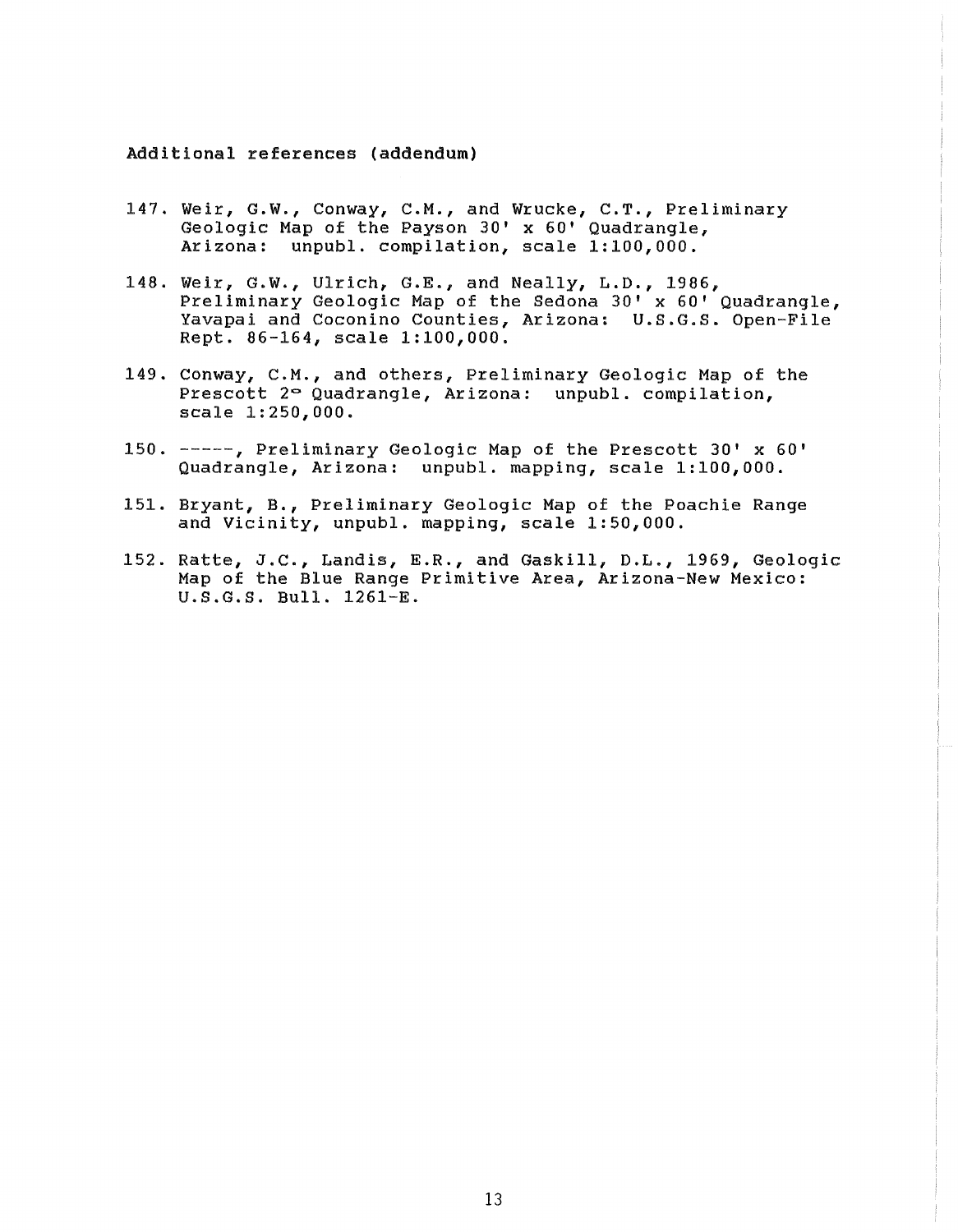**Additional references (addendum)**

147. Weir, G.W., Conway, C.M., and Wrucke, C.T., Preliminary Geologic Map of the Payson 30' x 60' Quadrangle, Arizona: unpubl. compilation, scale 1:100,000.

148. Weir, G.W., Ulrich, G.E., and Neally, L.D., 1986, Preliminary Geologic Map of the Sedona 30' x 60' Quadrangle, Yavapai and Coconino Counties, Arizona: U.S.G.S. Open-File Rept. 86-164, scale 1:100,000.

149. Conway, C.M., and others, Preliminary Geologic Map of the Prescott 2° Quadrangle, Arizona: unpubl. compilation, scale 1:250,000.

150. -----, Preliminary Geologic Map of the Prescott 30' x 60' Quadrangle, Arizona: unpubl. mapping, scale 1:100,000.

151. Bryant, B., Preliminary Geologic Map of the Poachie Range and Vicinity, unpubl. mapping, scale 1:50,000.

152. Ratte, J.C., Landis, E.R., and Gaskill, D.L., 1969, Geologic Map of the Blue Range Primitive Area, Arizona-New Mexico: U.S.G.S. Bull. 1261-E.